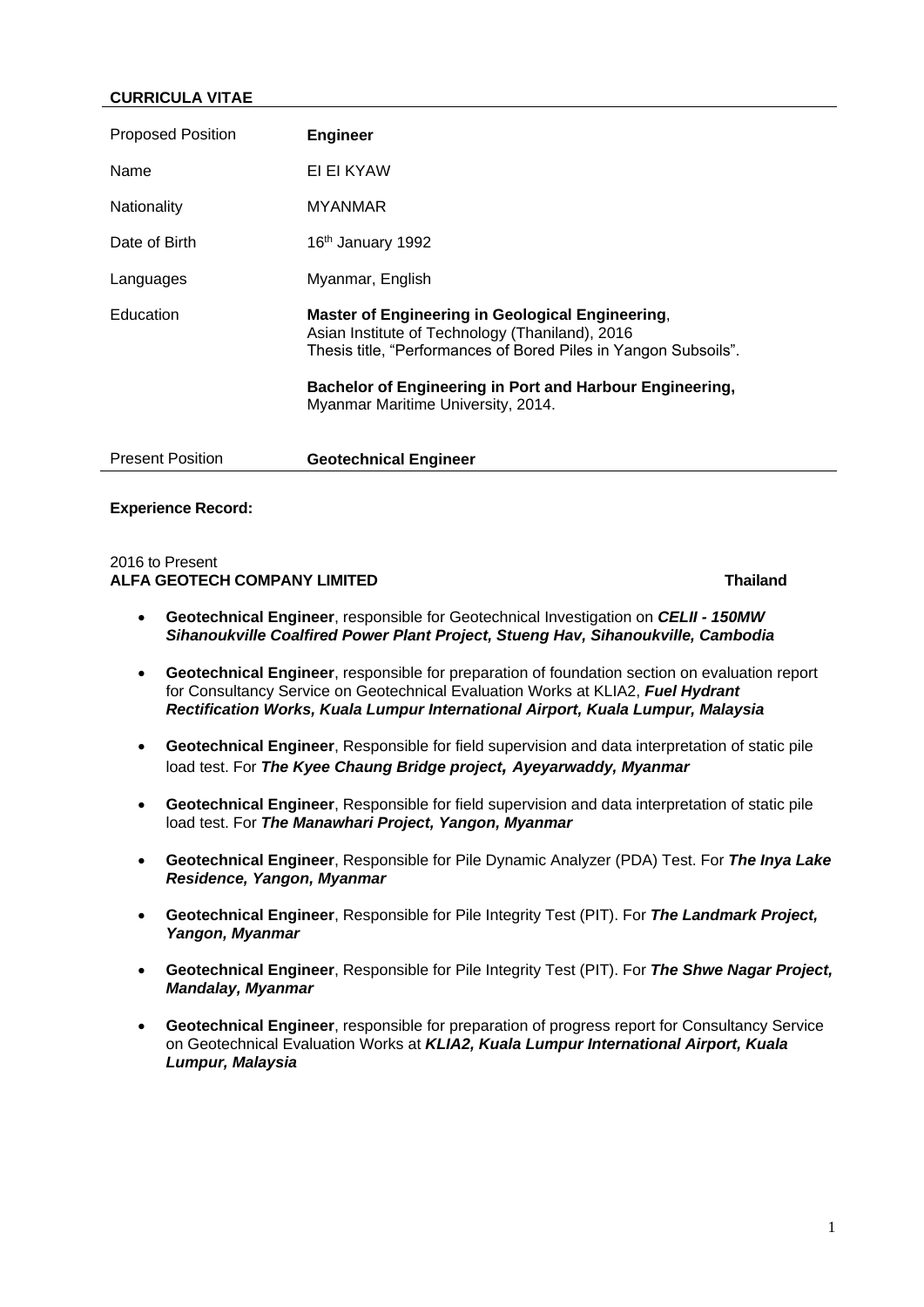**CURRICULA VITAE**

| | |
|---|---|
| Proposed Position | **Engineer** |
| Name | EI EI KYAW |
| Nationality | MYANMAR |
| Date of Birth | 16th January 1992 |
| Languages | Myanmar, English |
| Education | **Master of Engineering in Geological Engineering**, Asian Institute of Technology (Thaniland), 2016 Thesis title, "Performances of Bored Piles in Yangon Subsoils". <br><br> **Bachelor of Engineering in Port and Harbour Engineering,** Myanmar Maritime University, 2014. |
| Present Position | **Geotechnical Engineer** |

**Experience Record:**

2016 to Present
**ALFA GEOTECH COMPANY LIMITED** **Thailand**

- **Geotechnical Engineer**, responsible for Geotechnical Investigation on ***CELII - 150MW Sihanoukville Coalfired Power Plant Project, Stueng Hav, Sihanoukville, Cambodia***
- **Geotechnical Engineer**, responsible for preparation of foundation section on evaluation report for Consultancy Service on Geotechnical Evaluation Works at KLIA2, ***Fuel Hydrant Rectification Works, Kuala Lumpur International Airport, Kuala Lumpur, Malaysia***
- **Geotechnical Engineer**, Responsible for field supervision and data interpretation of static pile load test. For ***The Kyee Chaung Bridge project, Ayeyarwaddy, Myanmar***
- **Geotechnical Engineer**, Responsible for field supervision and data interpretation of static pile load test. For ***The Manawhari Project, Yangon, Myanmar***
- **Geotechnical Engineer**, Responsible for Pile Dynamic Analyzer (PDA) Test. For ***The Inya Lake Residence, Yangon, Myanmar***
- **Geotechnical Engineer**, Responsible for Pile Integrity Test (PIT). For ***The Landmark Project, Yangon, Myanmar***
- **Geotechnical Engineer**, Responsible for Pile Integrity Test (PIT). For ***The Shwe Nagar Project, Mandalay, Myanmar***
- **Geotechnical Engineer**, responsible for preparation of progress report for Consultancy Service on Geotechnical Evaluation Works at ***KLIA2, Kuala Lumpur International Airport, Kuala Lumpur, Malaysia***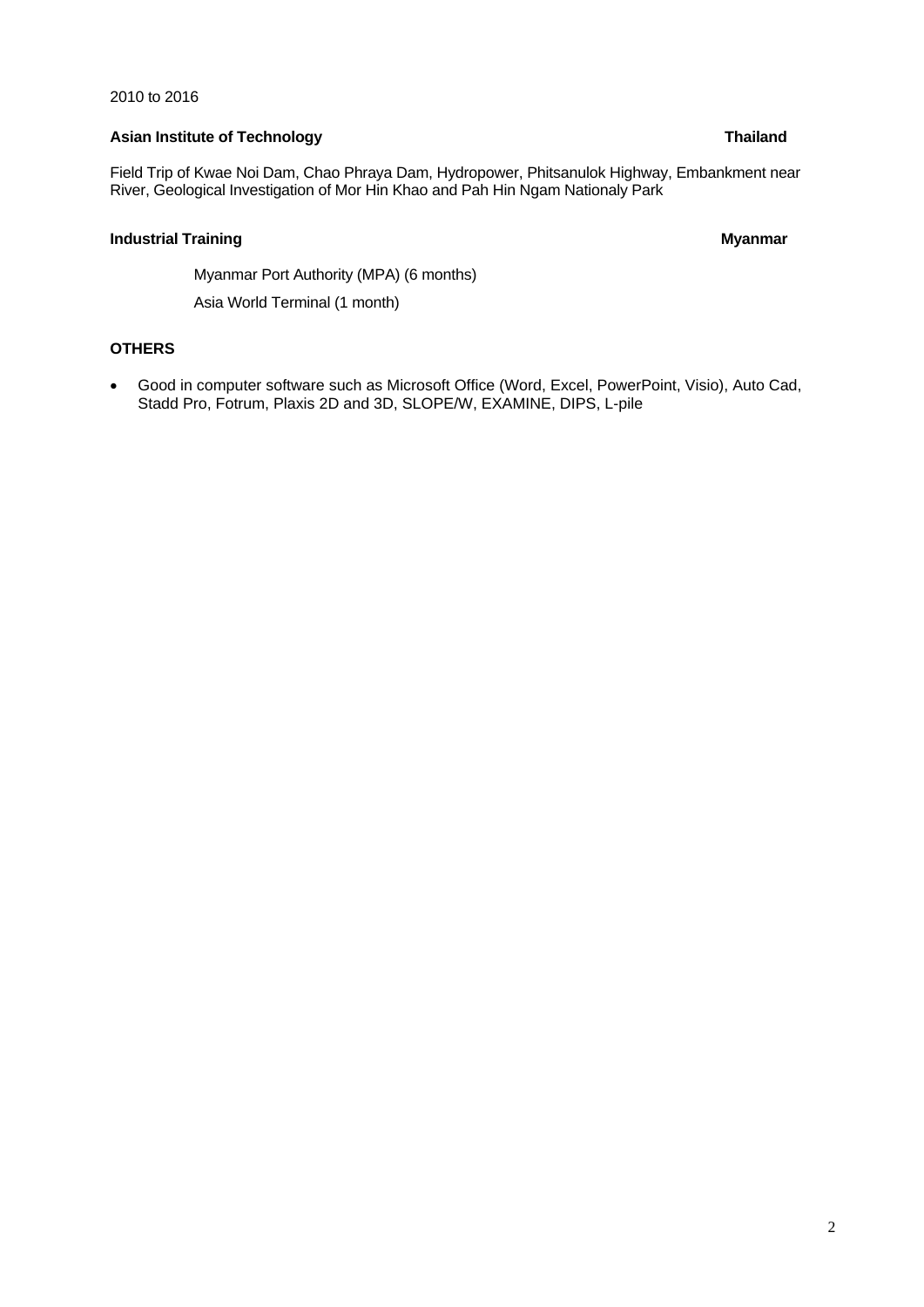2010 to 2016

**Asian Institute of Technology** **Thailand**

Field Trip of Kwae Noi Dam, Chao Phraya Dam, Hydropower, Phitsanulok Highway, Embankment near River, Geological Investigation of Mor Hin Khao and Pah Hin Ngam Nationaly Park

**Industrial Training** **Myanmar**

Myanmar Port Authority (MPA) (6 months)

Asia World Terminal (1 month)

**OTHERS**

- Good in computer software such as Microsoft Office (Word, Excel, PowerPoint, Visio), Auto Cad, Stadd Pro, Fotrum, Plaxis 2D and 3D, SLOPE/W, EXAMINE, DIPS, L-pile